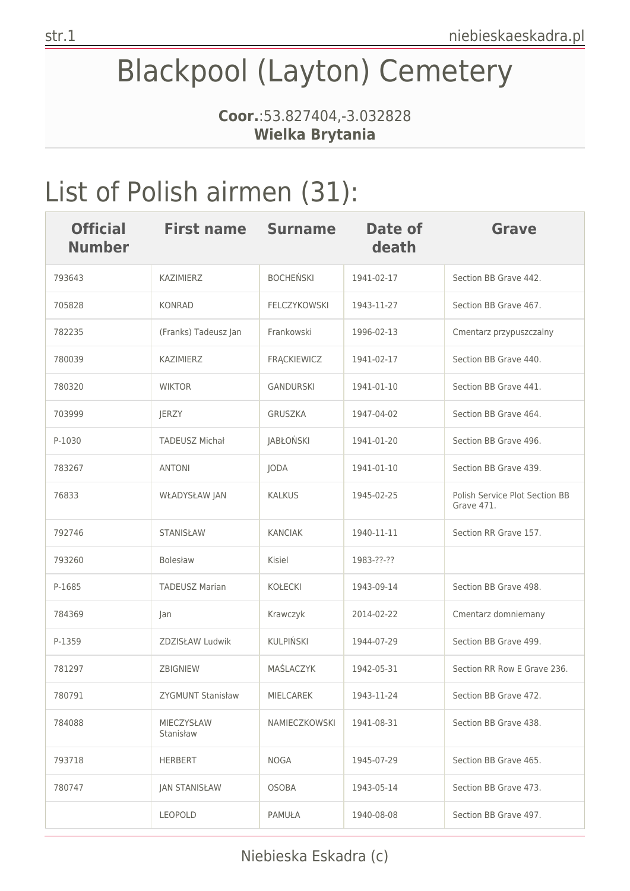# Blackpool (Layton) Cemetery

**Coor.**:53.827404,-3.032828
**Wielka Brytania**

# List of Polish airmen (31):

| Official Number | First name | Surname | Date of death | Grave |
|---|---|---|---|---|
| 793643 | KAZIMIERZ | BOCHEŃSKI | 1941-02-17 | Section BB Grave 442. |
| 705828 | KONRAD | FELCZYKOWSKI | 1943-11-27 | Section BB Grave 467. |
| 782235 | (Franks) Tadeusz Jan | Frankowski | 1996-02-13 | Cmentarz przypuszczalny |
| 780039 | KAZIMIERZ | FRĄCKIEWICZ | 1941-02-17 | Section BB Grave 440. |
| 780320 | WIKTOR | GANDURSKI | 1941-01-10 | Section BB Grave 441. |
| 703999 | JERZY | GRUSZKA | 1947-04-02 | Section BB Grave 464. |
| P-1030 | TADEUSZ Michał | JABŁOŃSKI | 1941-01-20 | Section BB Grave 496. |
| 783267 | ANTONI | JODA | 1941-01-10 | Section BB Grave 439. |
| 76833 | WŁADYSŁAW JAN | KALKUS | 1945-02-25 | Polish Service Plot Section BB Grave 471. |
| 792746 | STANISŁAW | KANCIAK | 1940-11-11 | Section RR Grave 157. |
| 793260 | Bolesław | Kisiel | 1983-??-?? | |
| P-1685 | TADEUSZ Marian | KOŁECKI | 1943-09-14 | Section BB Grave 498. |
| 784369 | Jan | Krawczyk | 2014-02-22 | Cmentarz domniemany |
| P-1359 | ZDZISŁAW Ludwik | KULPIŃSKI | 1944-07-29 | Section BB Grave 499. |
| 781297 | ZBIGNIEW | MAŚLACZYK | 1942-05-31 | Section RR Row E Grave 236. |
| 780791 | ZYGMUNT Stanisław | MIELCAREK | 1943-11-24 | Section BB Grave 472. |
| 784088 | MIECZYSŁAW Stanisław | NAMIECZKOWSKI | 1941-08-31 | Section BB Grave 438. |
| 793718 | HERBERT | NOGA | 1945-07-29 | Section BB Grave 465. |
| 780747 | JAN STANISŁAW | OSOBA | 1943-05-14 | Section BB Grave 473. |
| | LEOPOLD | PAMUŁA | 1940-08-08 | Section BB Grave 497. |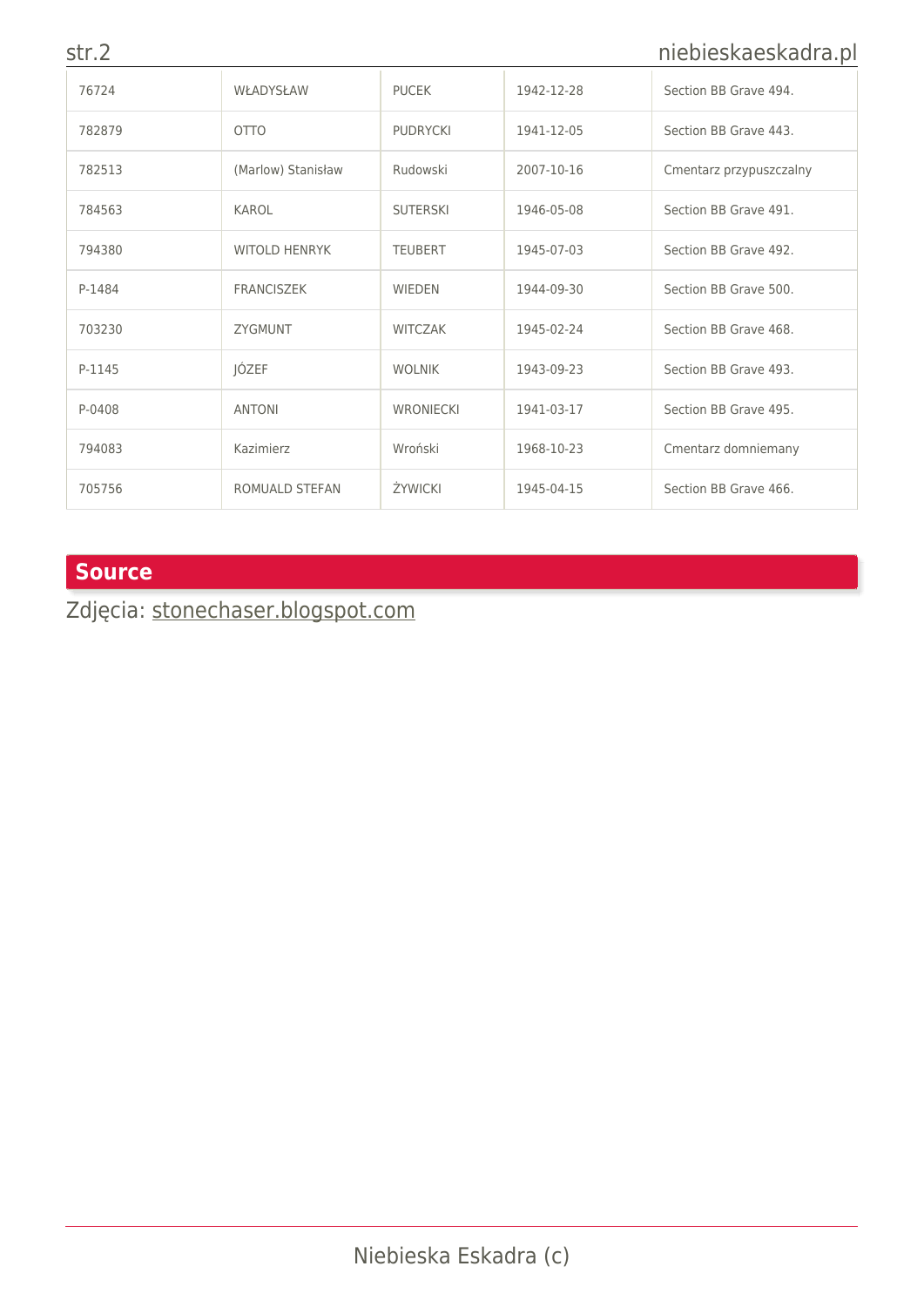| | | | | |
|---|---|---|---|---|
| 76724 | WŁADYSŁAW | PUCEK | 1942-12-28 | Section BB Grave 494. |
| 782879 | OTTO | PUDRYCKI | 1941-12-05 | Section BB Grave 443. |
| 782513 | (Marlow) Stanisław | Rudowski | 2007-10-16 | Cmentarz przypuszczalny |
| 784563 | KAROL | SUTERSKI | 1946-05-08 | Section BB Grave 491. |
| 794380 | WITOLD HENRYK | TEUBERT | 1945-07-03 | Section BB Grave 492. |
| P-1484 | FRANCISZEK | WIEDEN | 1944-09-30 | Section BB Grave 500. |
| 703230 | ZYGMUNT | WITCZAK | 1945-02-24 | Section BB Grave 468. |
| P-1145 | JÓZEF | WOLNIK | 1943-09-23 | Section BB Grave 493. |
| P-0408 | ANTONI | WRONIECKI | 1941-03-17 | Section BB Grave 495. |
| 794083 | Kazimierz | Wroński | 1968-10-23 | Cmentarz domniemany |
| 705756 | ROMUALD STEFAN | ŻYWICKI | 1945-04-15 | Section BB Grave 466. |

## Source

Zdjęcia: stonechaser.blogspot.com